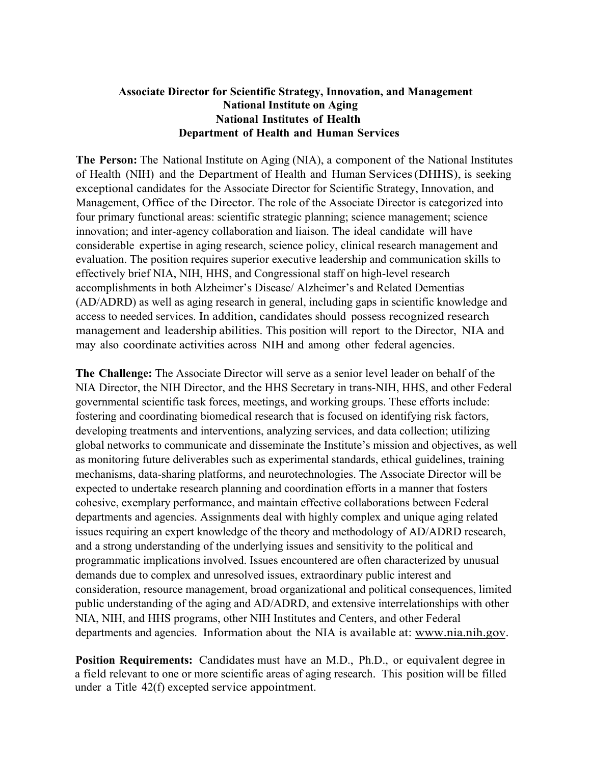**Associate Director for Scientific Strategy, Innovation, and Management**
**National Institute on Aging**
**National Institutes of Health**
**Department of Health and Human Services**

**The Person:** The National Institute on Aging (NIA), a component of the National Institutes of Health (NIH) and the Department of Health and Human Services (DHHS), is seeking exceptional candidates for the Associate Director for Scientific Strategy, Innovation, and Management, Office of the Director. The role of the Associate Director is categorized into four primary functional areas: scientific strategic planning; science management; science innovation; and inter-agency collaboration and liaison. The ideal candidate will have considerable expertise in aging research, science policy, clinical research management and evaluation. The position requires superior executive leadership and communication skills to effectively brief NIA, NIH, HHS, and Congressional staff on high-level research accomplishments in both Alzheimer's Disease/ Alzheimer's and Related Dementias (AD/ADRD) as well as aging research in general, including gaps in scientific knowledge and access to needed services. In addition, candidates should possess recognized research management and leadership abilities. This position will report to the Director, NIA and may also coordinate activities across NIH and among other federal agencies.

**The Challenge:** The Associate Director will serve as a senior level leader on behalf of the NIA Director, the NIH Director, and the HHS Secretary in trans-NIH, HHS, and other Federal governmental scientific task forces, meetings, and working groups. These efforts include: fostering and coordinating biomedical research that is focused on identifying risk factors, developing treatments and interventions, analyzing services, and data collection; utilizing global networks to communicate and disseminate the Institute's mission and objectives, as well as monitoring future deliverables such as experimental standards, ethical guidelines, training mechanisms, data-sharing platforms, and neurotechnologies. The Associate Director will be expected to undertake research planning and coordination efforts in a manner that fosters cohesive, exemplary performance, and maintain effective collaborations between Federal departments and agencies. Assignments deal with highly complex and unique aging related issues requiring an expert knowledge of the theory and methodology of AD/ADRD research, and a strong understanding of the underlying issues and sensitivity to the political and programmatic implications involved. Issues encountered are often characterized by unusual demands due to complex and unresolved issues, extraordinary public interest and consideration, resource management, broad organizational and political consequences, limited public understanding of the aging and AD/ADRD, and extensive interrelationships with other NIA, NIH, and HHS programs, other NIH Institutes and Centers, and other Federal departments and agencies. Information about the NIA is available at: www.nia.nih.gov.

**Position Requirements:** Candidates must have an M.D., Ph.D., or equivalent degree in a field relevant to one or more scientific areas of aging research. This position will be filled under a Title 42(f) excepted service appointment.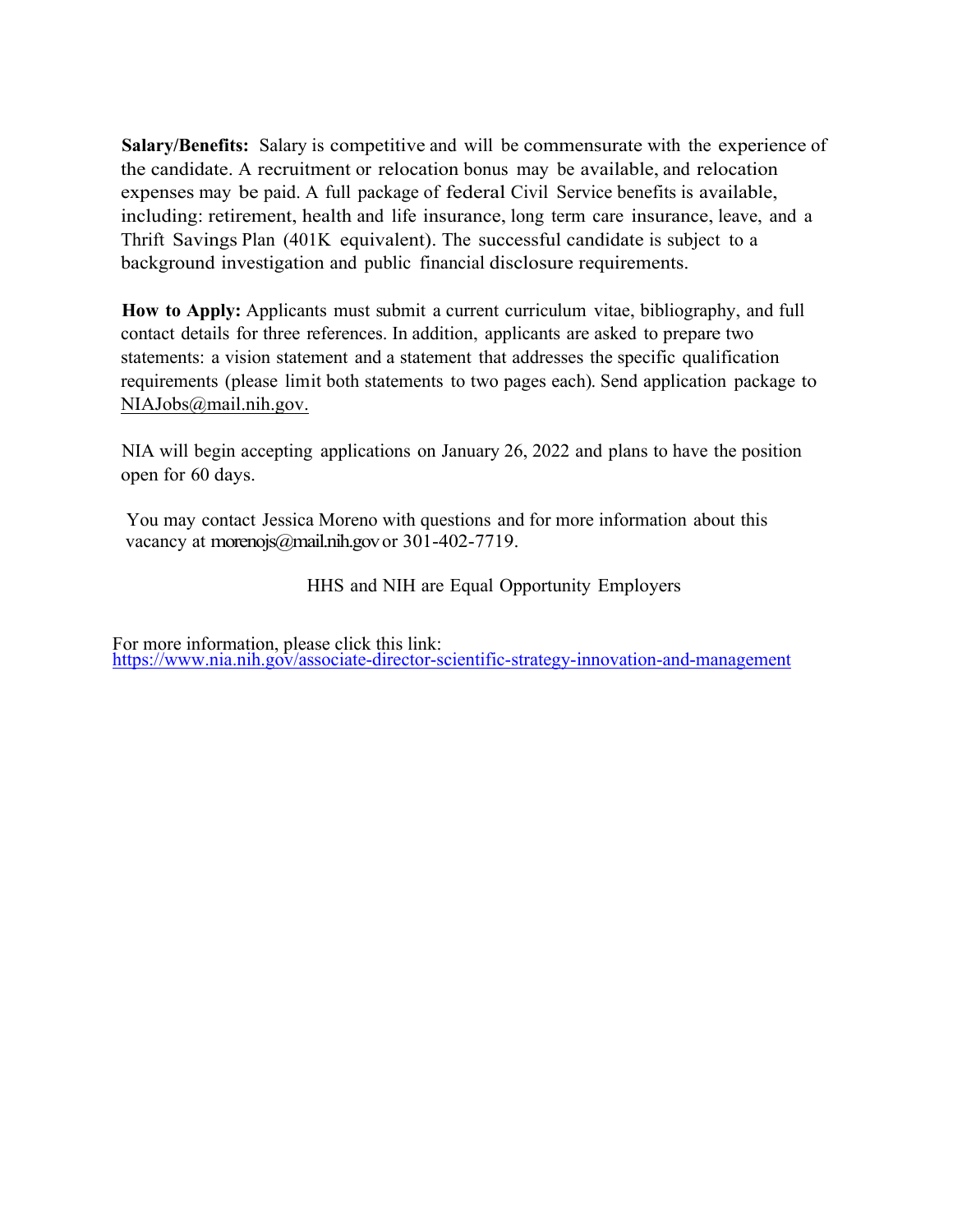**Salary/Benefits:** Salary is competitive and will be commensurate with the experience of the candidate. A recruitment or relocation bonus may be available, and relocation expenses may be paid. A full package of federal Civil Service benefits is available, including: retirement, health and life insurance, long term care insurance, leave, and a Thrift Savings Plan (401K equivalent). The successful candidate is subject to a background investigation and public financial disclosure requirements.

**How to Apply:** Applicants must submit a current curriculum vitae, bibliography, and full contact details for three references. In addition, applicants are asked to prepare two statements: a vision statement and a statement that addresses the specific qualification requirements (please limit both statements to two pages each). Send application package to NIAJobs@mail.nih.gov.

NIA will begin accepting applications on January 26, 2022 and plans to have the position open for 60 days.

You may contact Jessica Moreno with questions and for more information about this vacancy at morenojs@mail.nih.gov or 301-402-7719.

HHS and NIH are Equal Opportunity Employers

For more information, please click this link:
https://www.nia.nih.gov/associate-director-scientific-strategy-innovation-and-management